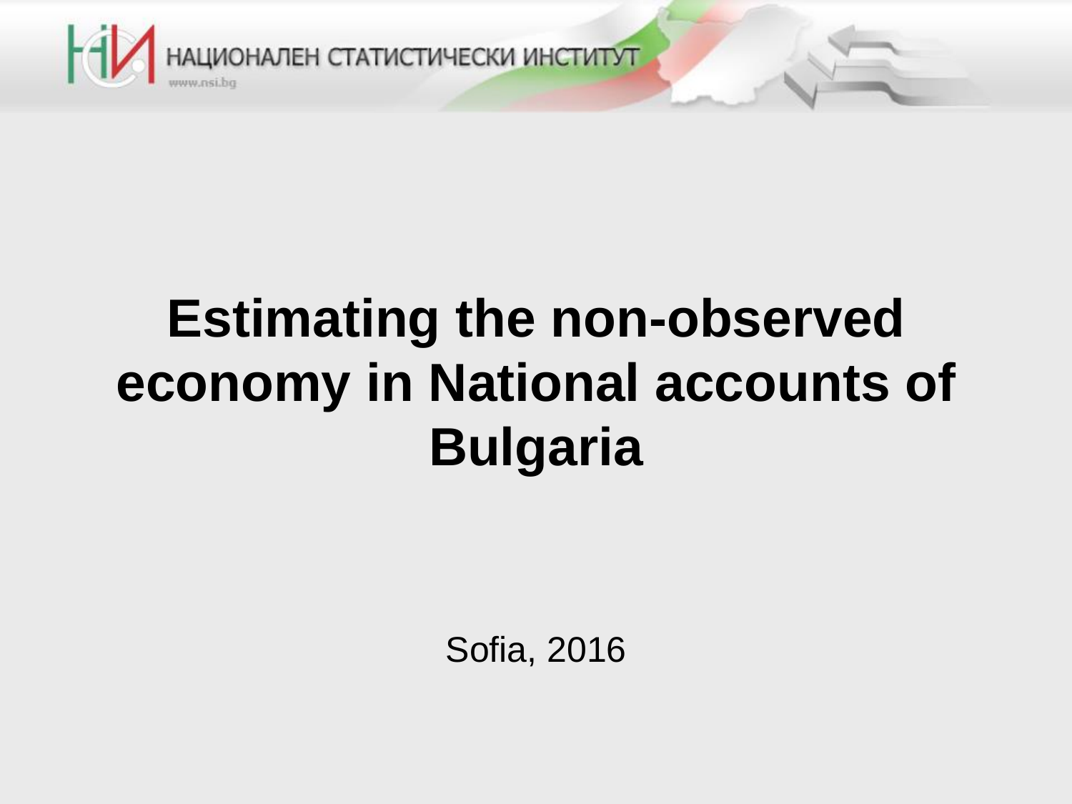НАЦИОНАЛЕН СТАТИСТИЧЕСКИ ИНСТИТУТ

www.nsi.bg

# Estimating the non-observed economy in National accounts of Bulgaria

Sofia, 2016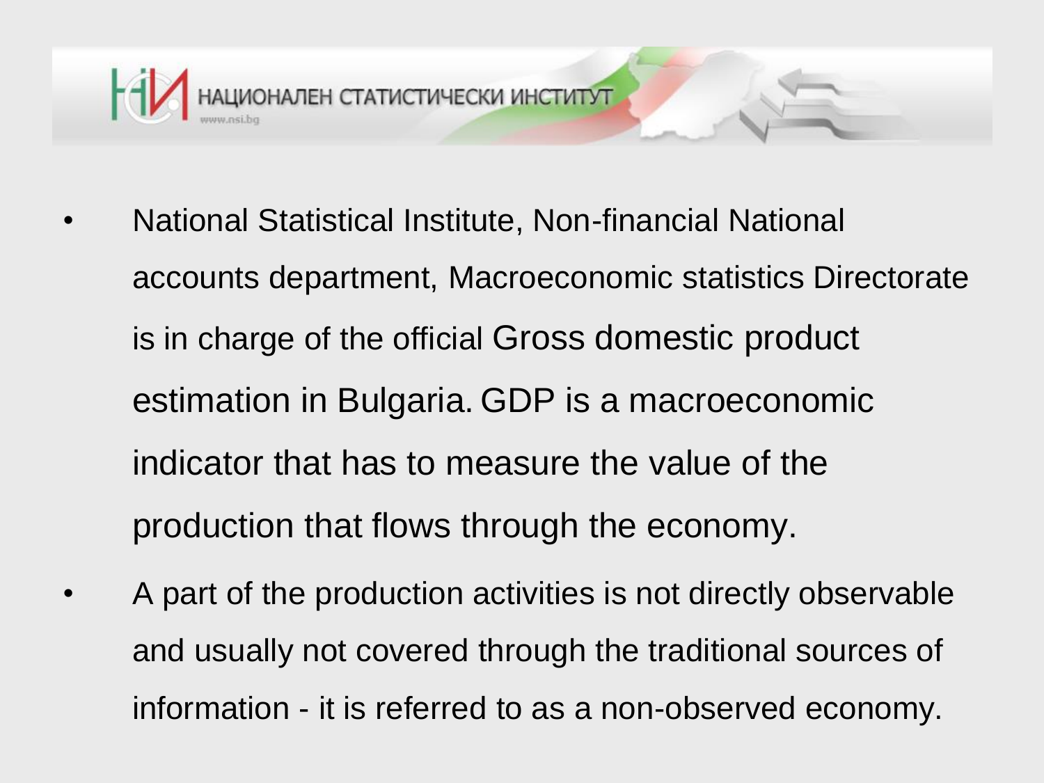- National Statistical Institute, Non-financial National accounts department, Macroeconomic statistics Directorate is in charge of the official Gross domestic product estimation in Bulgaria. GDP is a macroeconomic indicator that has to measure the value of the production that flows through the economy.
- A part of the production activities is not directly observable and usually not covered through the traditional sources of information - it is referred to as a non-observed economy.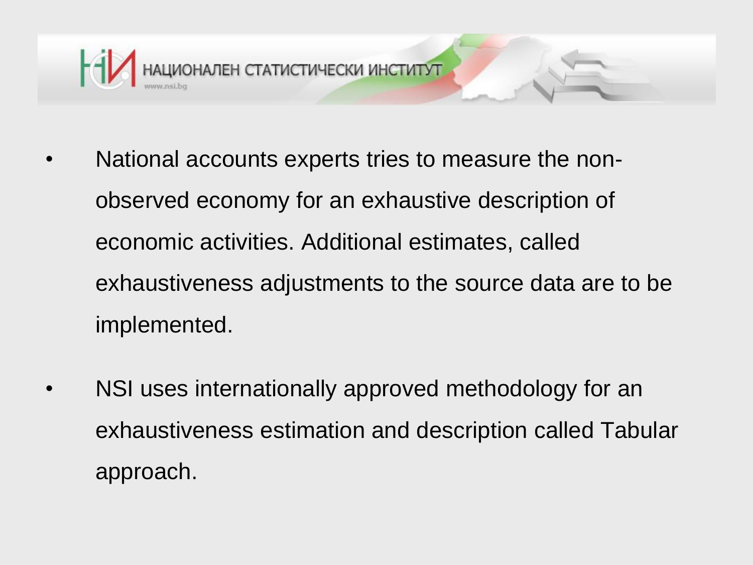- National accounts experts tries to measure the non-observed economy for an exhaustive description of economic activities. Additional estimates, called exhaustiveness adjustments to the source data are to be implemented.

- NSI uses internationally approved methodology for an exhaustiveness estimation and description called Tabular approach.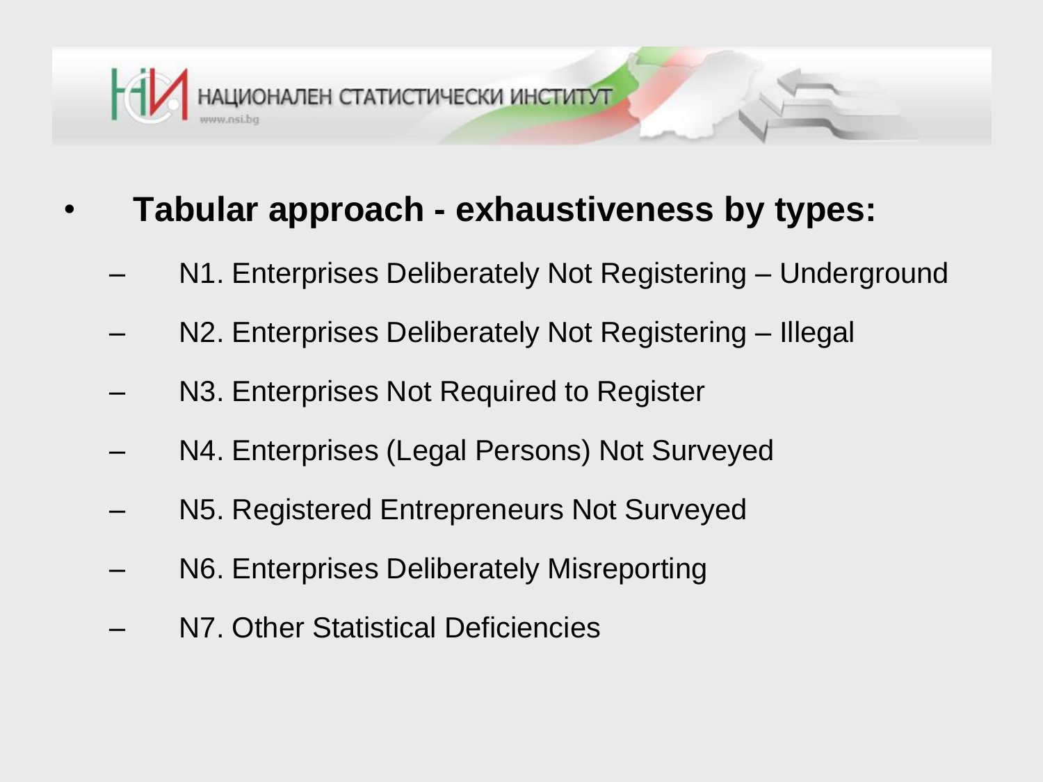- **Tabular approach - exhaustiveness by types:**
  - N1. Enterprises Deliberately Not Registering – Underground
  - N2. Enterprises Deliberately Not Registering – Illegal
  - N3. Enterprises Not Required to Register
  - N4. Enterprises (Legal Persons) Not Surveyed
  - N5. Registered Entrepreneurs Not Surveyed
  - N6. Enterprises Deliberately Misreporting
  - N7. Other Statistical Deficiencies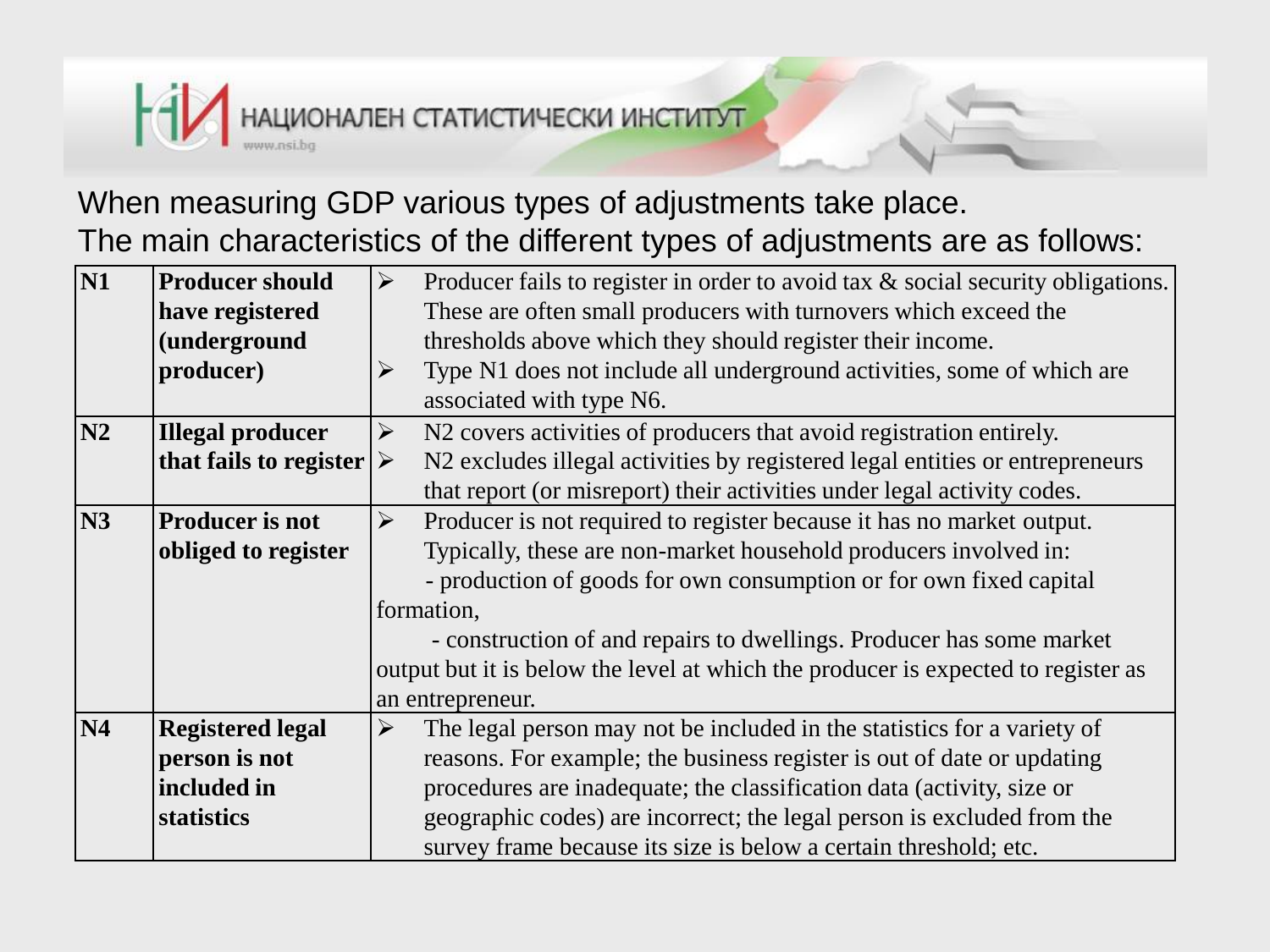When measuring GDP various types of adjustments take place.
The main characteristics of the different types of adjustments are as follows:

| | | |
|---|---|---|
| **N1** | **Producer should have registered (underground producer)** | ➢ Producer fails to register in order to avoid tax & social security obligations. These are often small producers with turnovers which exceed the thresholds above which they should register their income.<br>➢ Type N1 does not include all underground activities, some of which are associated with type N6. |
| **N2** | **Illegal producer that fails to register** | ➢ N2 covers activities of producers that avoid registration entirely.<br>➢ N2 excludes illegal activities by registered legal entities or entrepreneurs that report (or misreport) their activities under legal activity codes. |
| **N3** | **Producer is not obliged to register** | ➢ Producer is not required to register because it has no market output. Typically, these are non-market household producers involved in:<br>- production of goods for own consumption or for own fixed capital formation,<br>- construction of and repairs to dwellings. Producer has some market output but it is below the level at which the producer is expected to register as an entrepreneur. |
| **N4** | **Registered legal person is not included in statistics** | ➢ The legal person may not be included in the statistics for a variety of reasons. For example; the business register is out of date or updating procedures are inadequate; the classification data (activity, size or geographic codes) are incorrect; the legal person is excluded from the survey frame because its size is below a certain threshold; etc. |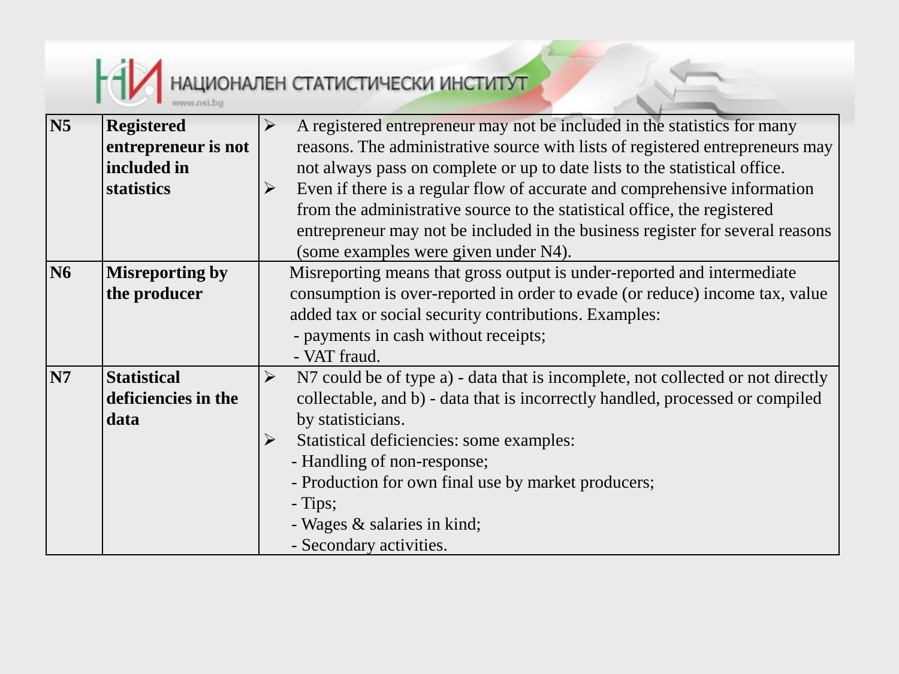| | | |
|---|---|---|
| **N5** | **Registered entrepreneur is not included in statistics** | ➢ A registered entrepreneur may not be included in the statistics for many reasons. The administrative source with lists of registered entrepreneurs may not always pass on complete or up to date lists to the statistical office.<br>➢ Even if there is a regular flow of accurate and comprehensive information from the administrative source to the statistical office, the registered entrepreneur may not be included in the business register for several reasons (some examples were given under N4). |
| **N6** | **Misreporting by the producer** | Misreporting means that gross output is under-reported and intermediate consumption is over-reported in order to evade (or reduce) income tax, value added tax or social security contributions. Examples:<br>- payments in cash without receipts;<br>- VAT fraud. |
| **N7** | **Statistical deficiencies in the data** | ➢ N7 could be of type a) - data that is incomplete, not collected or not directly collectable, and b) - data that is incorrectly handled, processed or compiled by statisticians.<br>➢ Statistical deficiencies: some examples:<br>- Handling of non-response;<br>- Production for own final use by market producers;<br>- Tips;<br>- Wages & salaries in kind;<br>- Secondary activities. |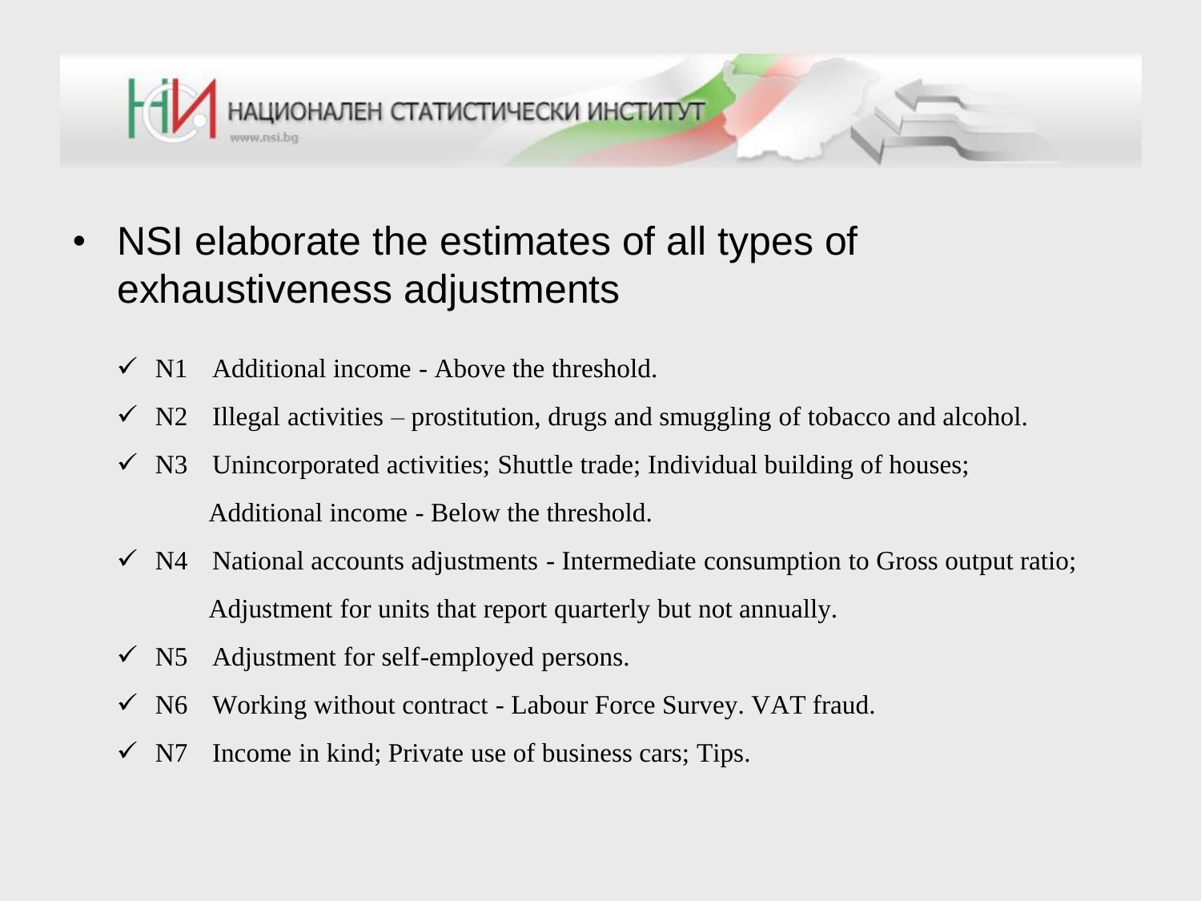- NSI elaborate the estimates of all types of exhaustiveness adjustments

  - ✓ N1 Additional income - Above the threshold.
  - ✓ N2 Illegal activities – prostitution, drugs and smuggling of tobacco and alcohol.
  - ✓ N3 Unincorporated activities; Shuttle trade; Individual building of houses; Additional income - Below the threshold.
  - ✓ N4 National accounts adjustments - Intermediate consumption to Gross output ratio; Adjustment for units that report quarterly but not annually.
  - ✓ N5 Adjustment for self-employed persons.
  - ✓ N6 Working without contract - Labour Force Survey. VAT fraud.
  - ✓ N7 Income in kind; Private use of business cars; Tips.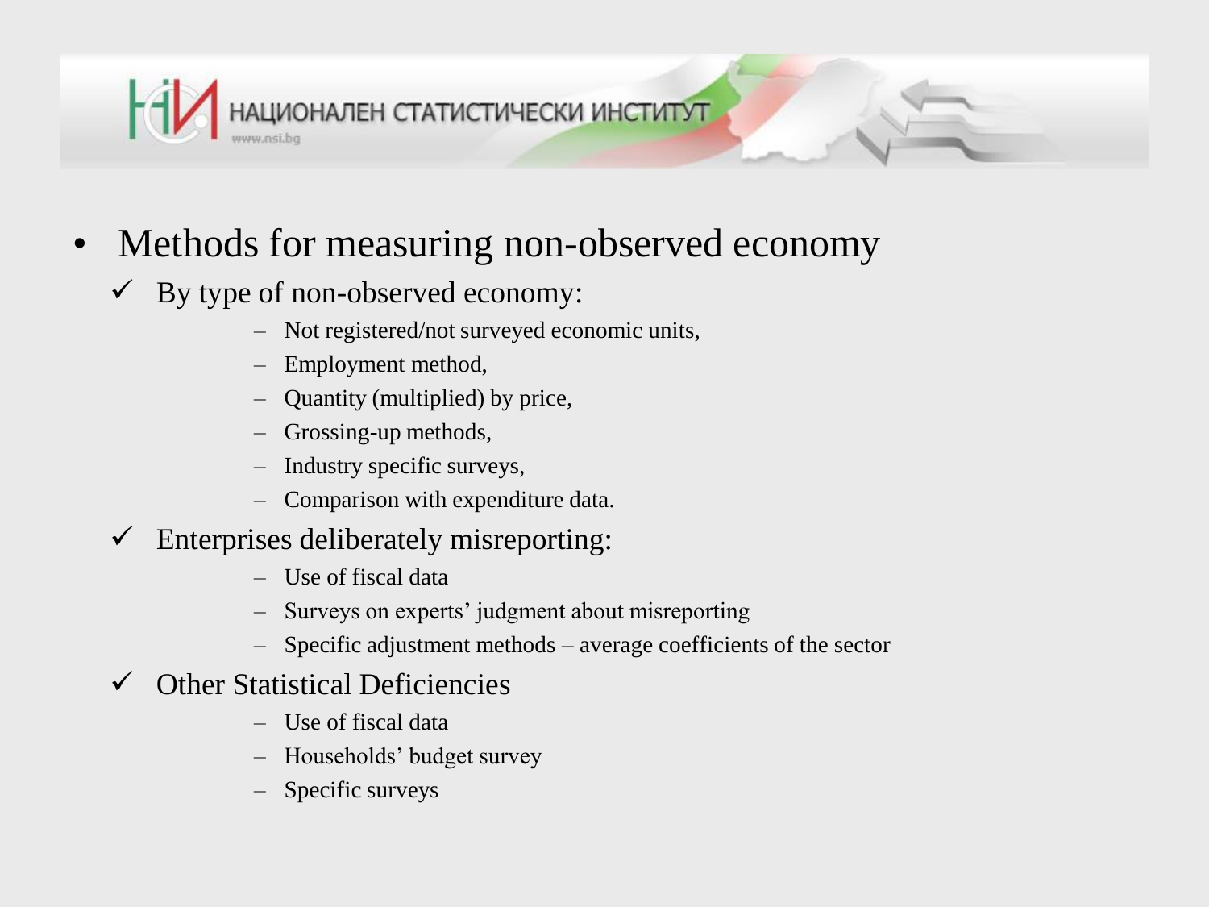- Methods for measuring non-observed economy
  - ✓ By type of non-observed economy:
    - Not registered/not surveyed economic units,
    - Employment method,
    - Quantity (multiplied) by price,
    - Grossing-up methods,
    - Industry specific surveys,
    - Comparison with expenditure data.
  - ✓ Enterprises deliberately misreporting:
    - Use of fiscal data
    - Surveys on experts' judgment about misreporting
    - Specific adjustment methods – average coefficients of the sector
  - ✓ Other Statistical Deficiencies
    - Use of fiscal data
    - Households' budget survey
    - Specific surveys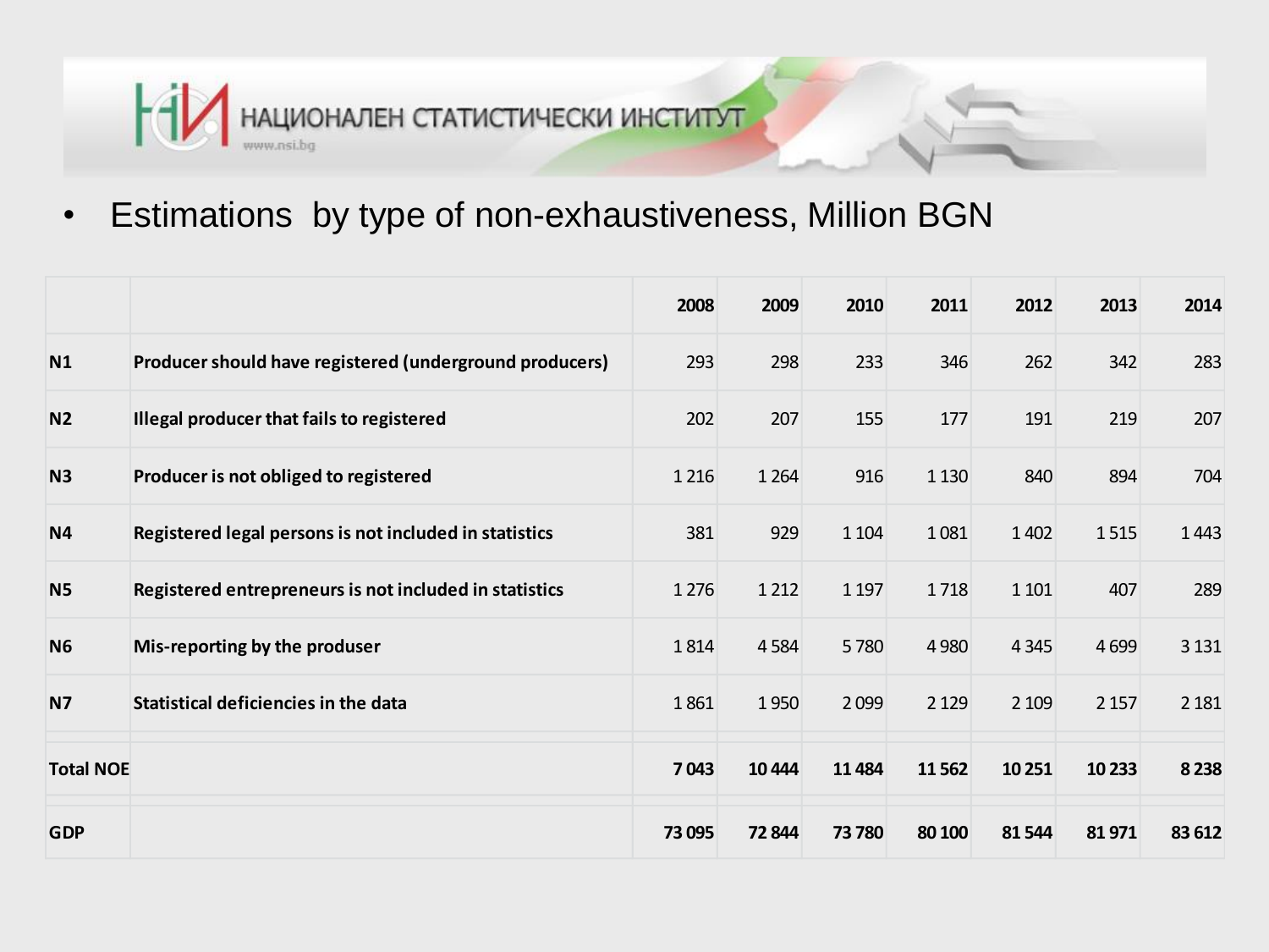- Estimations by type of non-exhaustiveness, Million BGN

| | | 2008 | 2009 | 2010 | 2011 | 2012 | 2013 | 2014 |
|---|---|---|---|---|---|---|---|---|
| **N1** | **Producer should have registered (underground producers)** | 293 | 298 | 233 | 346 | 262 | 342 | 283 |
| **N2** | **Illegal producer that fails to registered** | 202 | 207 | 155 | 177 | 191 | 219 | 207 |
| **N3** | **Producer is not obliged to registered** | 1 216 | 1 264 | 916 | 1 130 | 840 | 894 | 704 |
| **N4** | **Registered legal persons is not included in statistics** | 381 | 929 | 1 104 | 1 081 | 1 402 | 1 515 | 1 443 |
| **N5** | **Registered entrepreneurs is not included in statistics** | 1 276 | 1 212 | 1 197 | 1 718 | 1 101 | 407 | 289 |
| **N6** | **Mis-reporting by the produser** | 1 814 | 4 584 | 5 780 | 4 980 | 4 345 | 4 699 | 3 131 |
| **N7** | **Statistical deficiencies in the data** | 1 861 | 1 950 | 2 099 | 2 129 | 2 109 | 2 157 | 2 181 |
| **Total NOE** | | **7 043** | **10 444** | **11 484** | **11 562** | **10 251** | **10 233** | **8 238** |
| **GDP** | | **73 095** | **72 844** | **73 780** | **80 100** | **81 544** | **81 971** | **83 612** |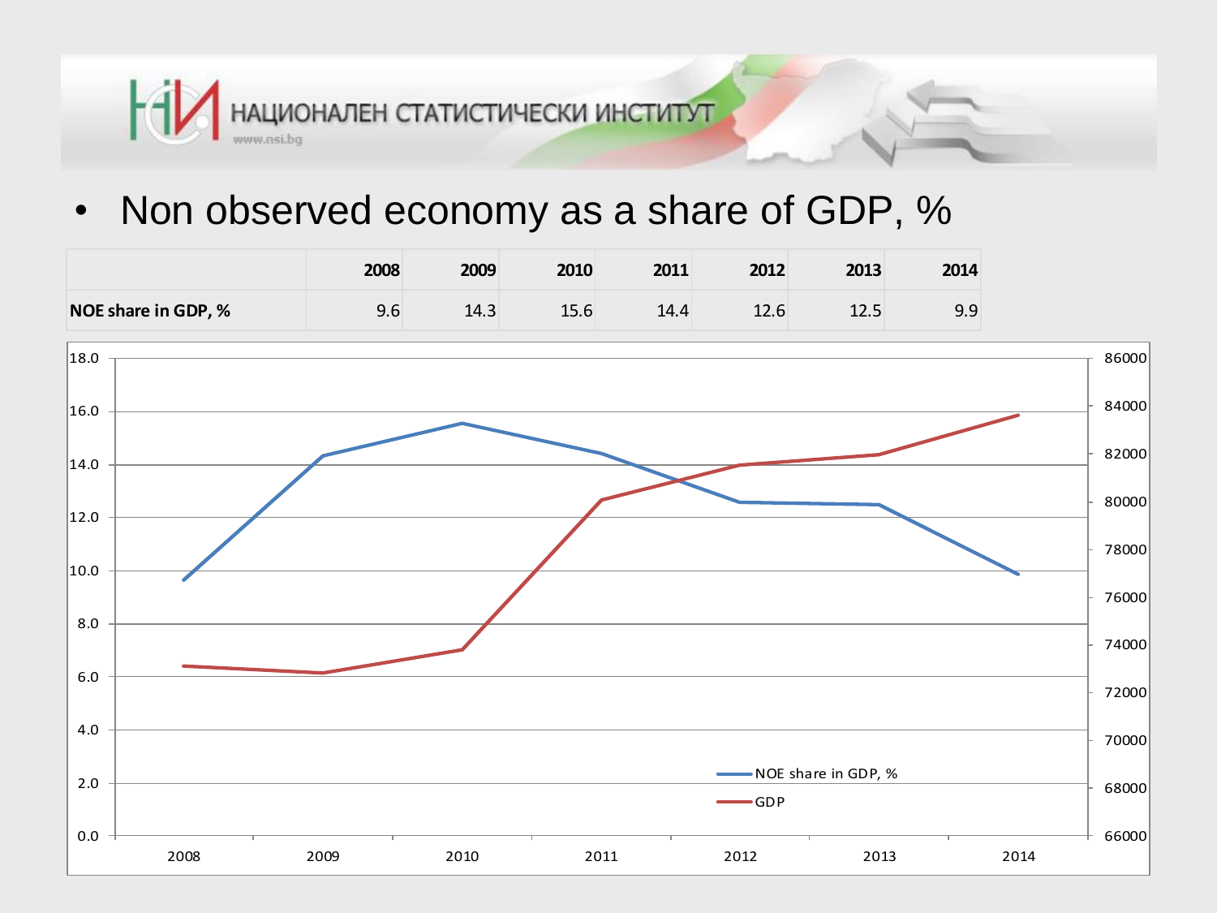- Non observed economy as a share of GDP, %

| | 2008 | 2009 | 2010 | 2011 | 2012 | 2013 | 2014 |
|---|---|---|---|---|---|---|---|
| **NOE share in GDP, %** | 9.6 | 14.3 | 15.6 | 14.4 | 12.6 | 12.5 | 9.9 |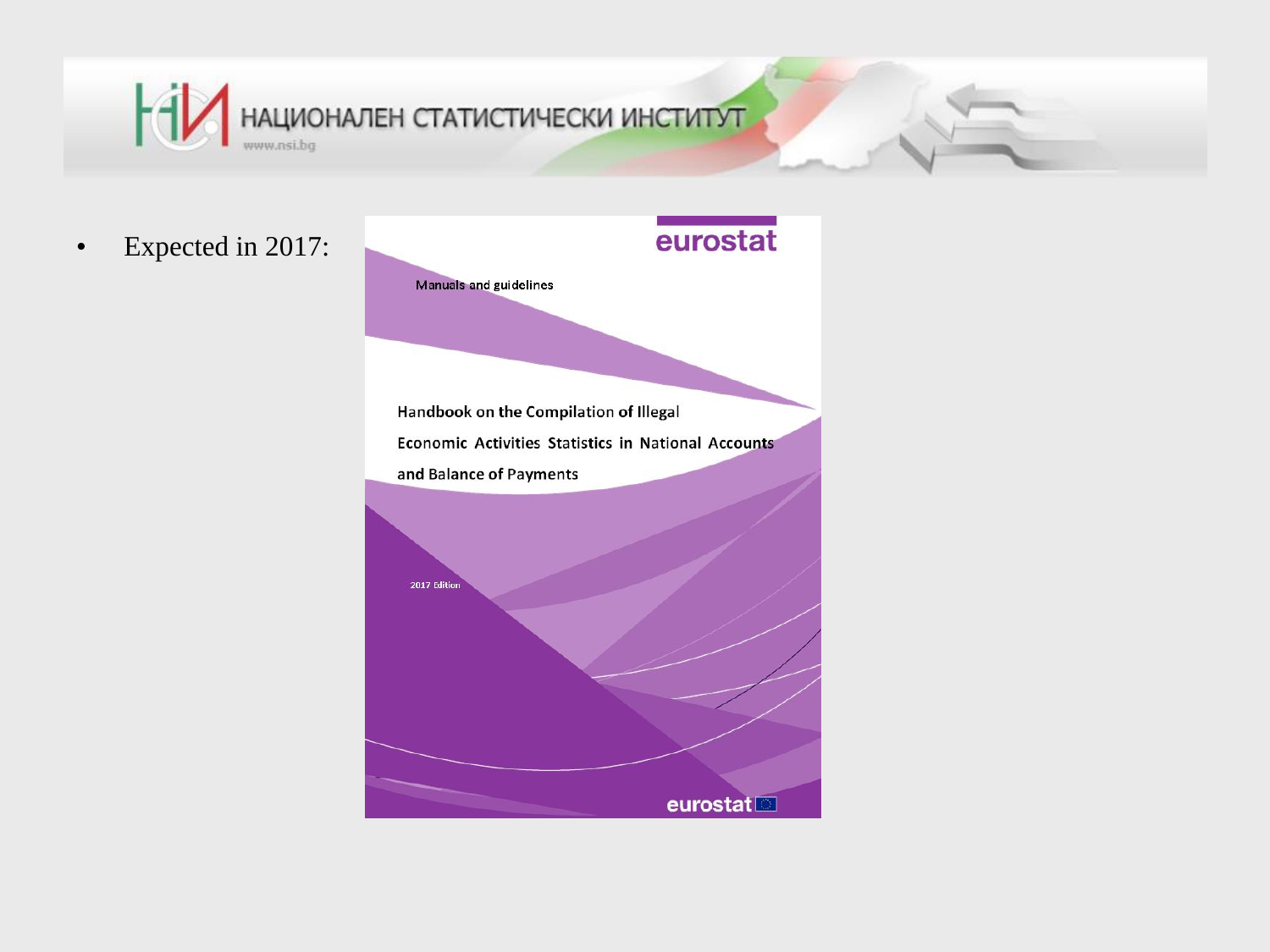- Expected in 2017:

eurostat

Manuals and guidelines

Handbook on the Compilation of Illegal Economic Activities Statistics in National Accounts and Balance of Payments

2017 Edition

eurostat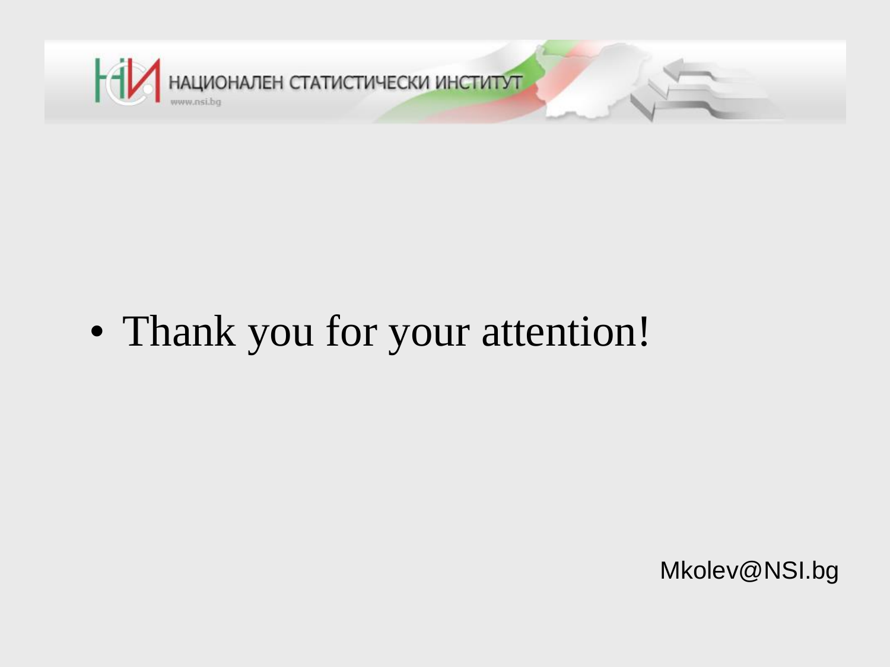- Thank you for your attention!

Mkolev@NSI.bg